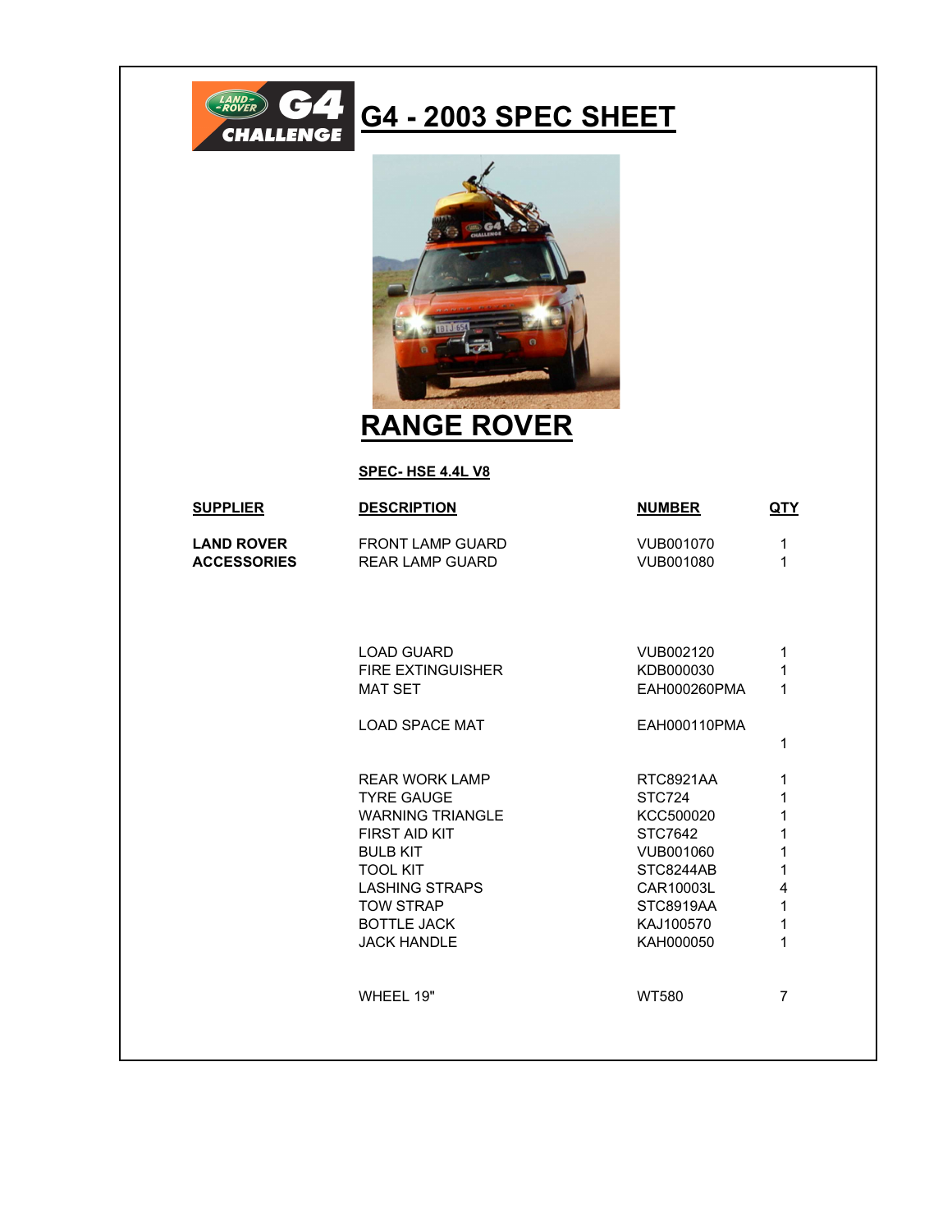# G4 - 2003 SPEC SHEET

## RANGE ROVER

**SPEC- HSE 4.4L V8**

| SUPPLIER | DESCRIPTION | NUMBER | QTY |
|---|---|---|---|
| **LAND ROVER ACCESSORIES** | FRONT LAMP GUARD | VUB001070 | 1 |
| | REAR LAMP GUARD | VUB001080 | 1 |
| | LOAD GUARD | VUB002120 | 1 |
| | FIRE EXTINGUISHER | KDB000030 | 1 |
| | MAT SET | EAH000260PMA | 1 |
| | LOAD SPACE MAT | EAH000110PMA | 1 |
| | REAR WORK LAMP | RTC8921AA | 1 |
| | TYRE GAUGE | STC724 | 1 |
| | WARNING TRIANGLE | KCC500020 | 1 |
| | FIRST AID KIT | STC7642 | 1 |
| | BULB KIT | VUB001060 | 1 |
| | TOOL KIT | STC8244AB | 1 |
| | LASHING STRAPS | CAR10003L | 4 |
| | TOW STRAP | STC8919AA | 1 |
| | BOTTLE JACK | KAJ100570 | 1 |
| | JACK HANDLE | KAH000050 | 1 |
| | WHEEL 19" | WT580 | 7 |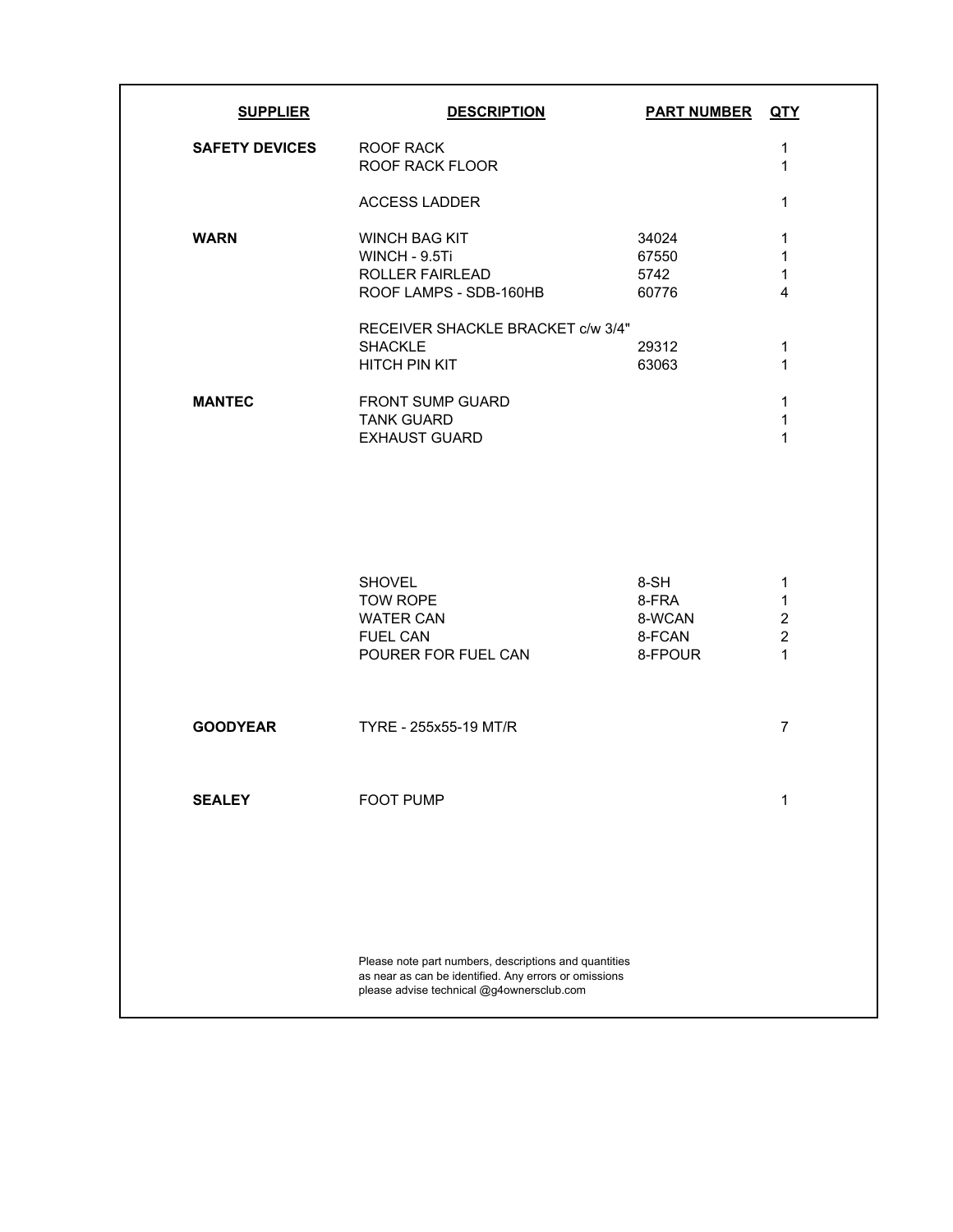| SUPPLIER | DESCRIPTION | PART NUMBER | QTY |
|---|---|---|---|
| SAFETY DEVICES | ROOF RACK | | 1 |
| | ROOF RACK FLOOR | | 1 |
| | ACCESS LADDER | | 1 |
| WARN | WINCH BAG KIT | 34024 | 1 |
| | WINCH - 9.5Ti | 67550 | 1 |
| | ROLLER FAIRLEAD | 5742 | 1 |
| | ROOF LAMPS - SDB-160HB | 60776 | 4 |
| | RECEIVER SHACKLE BRACKET c/w 3/4" SHACKLE | 29312 | 1 |
| | HITCH PIN KIT | 63063 | 1 |
| MANTEC | FRONT SUMP GUARD | | 1 |
| | TANK GUARD | | 1 |
| | EXHAUST GUARD | | 1 |
| | SHOVEL | 8-SH | 1 |
| | TOW ROPE | 8-FRA | 1 |
| | WATER CAN | 8-WCAN | 2 |
| | FUEL CAN | 8-FCAN | 2 |
| | POURER FOR FUEL CAN | 8-FPOUR | 1 |
| GOODYEAR | TYRE - 255x55-19 MT/R | | 7 |
| SEALEY | FOOT PUMP | | 1 |

Please note part numbers, descriptions and quantities as near as can be identified. Any errors or omissions please advise technical @g4ownersclub.com